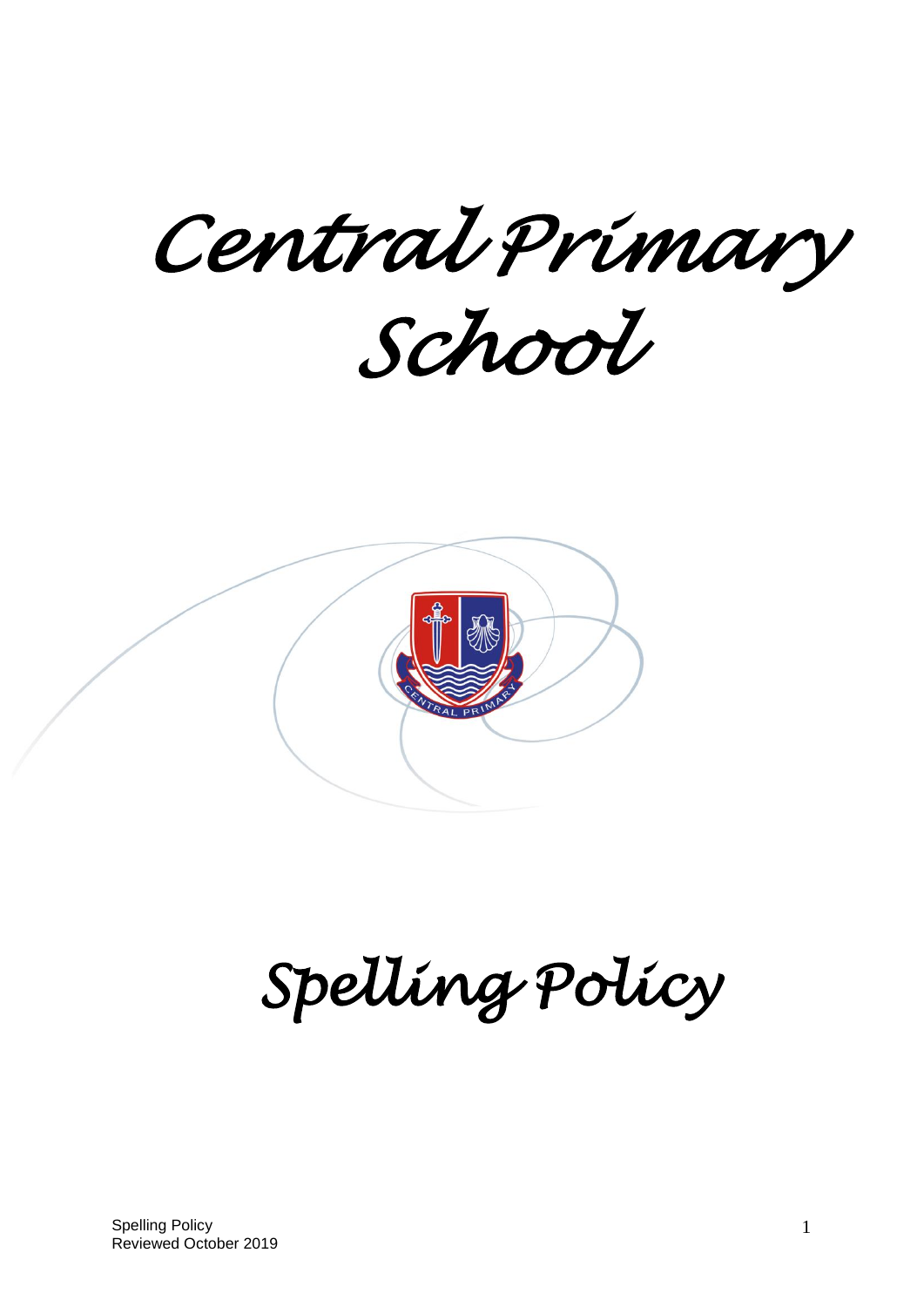# *Central Primary School*

# *Spelling Policy*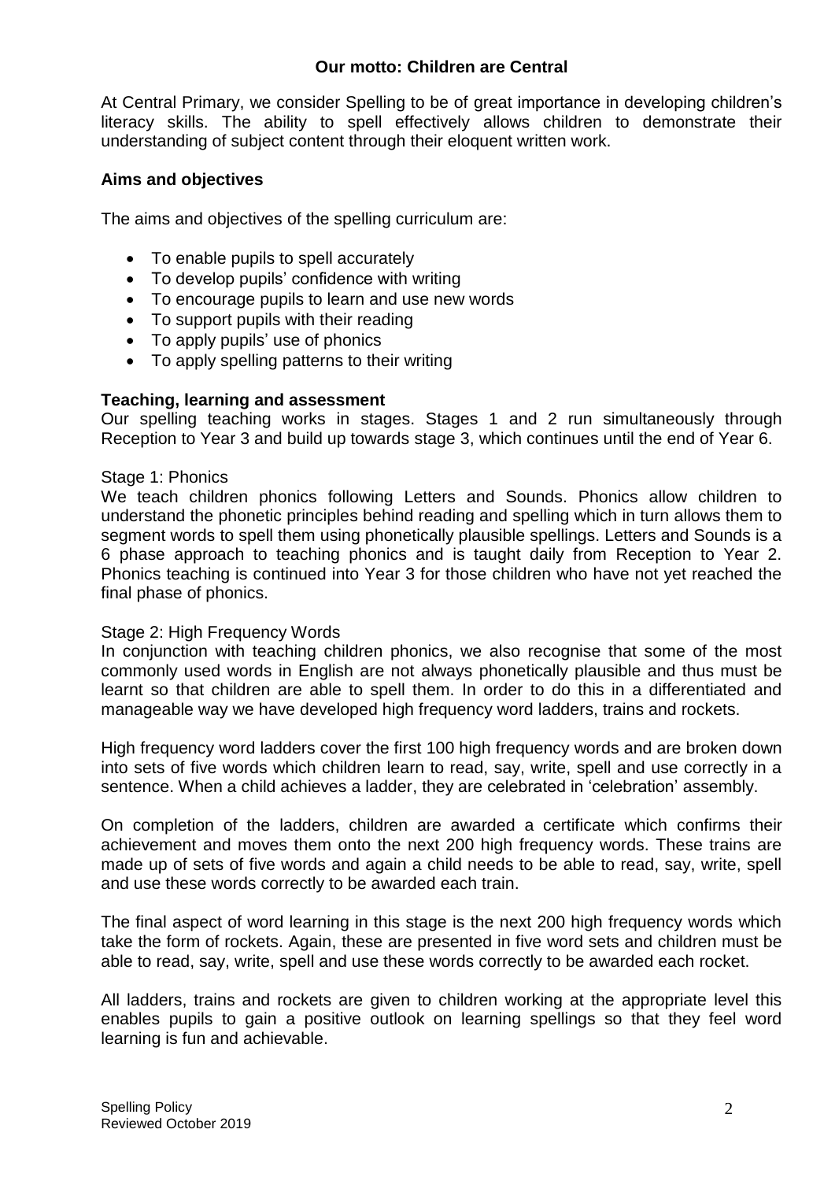**Our motto: Children are Central**

At Central Primary, we consider Spelling to be of great importance in developing children's literacy skills. The ability to spell effectively allows children to demonstrate their understanding of subject content through their eloquent written work.

## Aims and objectives

The aims and objectives of the spelling curriculum are:

- To enable pupils to spell accurately
- To develop pupils' confidence with writing
- To encourage pupils to learn and use new words
- To support pupils with their reading
- To apply pupils' use of phonics
- To apply spelling patterns to their writing

## Teaching, learning and assessment

Our spelling teaching works in stages. Stages 1 and 2 run simultaneously through Reception to Year 3 and build up towards stage 3, which continues until the end of Year 6.

Stage 1: Phonics

We teach children phonics following Letters and Sounds. Phonics allow children to understand the phonetic principles behind reading and spelling which in turn allows them to segment words to spell them using phonetically plausible spellings. Letters and Sounds is a 6 phase approach to teaching phonics and is taught daily from Reception to Year 2. Phonics teaching is continued into Year 3 for those children who have not yet reached the final phase of phonics.

Stage 2: High Frequency Words

In conjunction with teaching children phonics, we also recognise that some of the most commonly used words in English are not always phonetically plausible and thus must be learnt so that children are able to spell them. In order to do this in a differentiated and manageable way we have developed high frequency word ladders, trains and rockets.

High frequency word ladders cover the first 100 high frequency words and are broken down into sets of five words which children learn to read, say, write, spell and use correctly in a sentence. When a child achieves a ladder, they are celebrated in 'celebration' assembly.

On completion of the ladders, children are awarded a certificate which confirms their achievement and moves them onto the next 200 high frequency words. These trains are made up of sets of five words and again a child needs to be able to read, say, write, spell and use these words correctly to be awarded each train.

The final aspect of word learning in this stage is the next 200 high frequency words which take the form of rockets. Again, these are presented in five word sets and children must be able to read, say, write, spell and use these words correctly to be awarded each rocket.

All ladders, trains and rockets are given to children working at the appropriate level this enables pupils to gain a positive outlook on learning spellings so that they feel word learning is fun and achievable.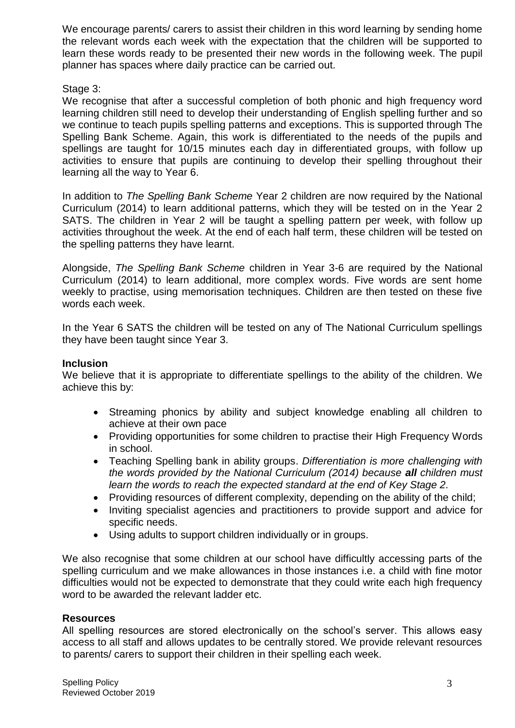We encourage parents/ carers to assist their children in this word learning by sending home the relevant words each week with the expectation that the children will be supported to learn these words ready to be presented their new words in the following week. The pupil planner has spaces where daily practice can be carried out.

Stage 3:

We recognise that after a successful completion of both phonic and high frequency word learning children still need to develop their understanding of English spelling further and so we continue to teach pupils spelling patterns and exceptions. This is supported through The Spelling Bank Scheme. Again, this work is differentiated to the needs of the pupils and spellings are taught for 10/15 minutes each day in differentiated groups, with follow up activities to ensure that pupils are continuing to develop their spelling throughout their learning all the way to Year 6.

In addition to *The Spelling Bank Scheme* Year 2 children are now required by the National Curriculum (2014) to learn additional patterns, which they will be tested on in the Year 2 SATS. The children in Year 2 will be taught a spelling pattern per week, with follow up activities throughout the week. At the end of each half term, these children will be tested on the spelling patterns they have learnt.

Alongside, *The Spelling Bank Scheme* children in Year 3-6 are required by the National Curriculum (2014) to learn additional, more complex words. Five words are sent home weekly to practise, using memorisation techniques. Children are then tested on these five words each week.

In the Year 6 SATS the children will be tested on any of The National Curriculum spellings they have been taught since Year 3.

## Inclusion

We believe that it is appropriate to differentiate spellings to the ability of the children. We achieve this by:

- Streaming phonics by ability and subject knowledge enabling all children to achieve at their own pace
- Providing opportunities for some children to practise their High Frequency Words in school.
- Teaching Spelling bank in ability groups. *Differentiation is more challenging with the words provided by the National Curriculum (2014) because **all** children must learn the words to reach the expected standard at the end of Key Stage 2.*
- Providing resources of different complexity, depending on the ability of the child;
- Inviting specialist agencies and practitioners to provide support and advice for specific needs.
- Using adults to support children individually or in groups.

We also recognise that some children at our school have difficultly accessing parts of the spelling curriculum and we make allowances in those instances i.e. a child with fine motor difficulties would not be expected to demonstrate that they could write each high frequency word to be awarded the relevant ladder etc.

## Resources

All spelling resources are stored electronically on the school's server. This allows easy access to all staff and allows updates to be centrally stored. We provide relevant resources to parents/ carers to support their children in their spelling each week.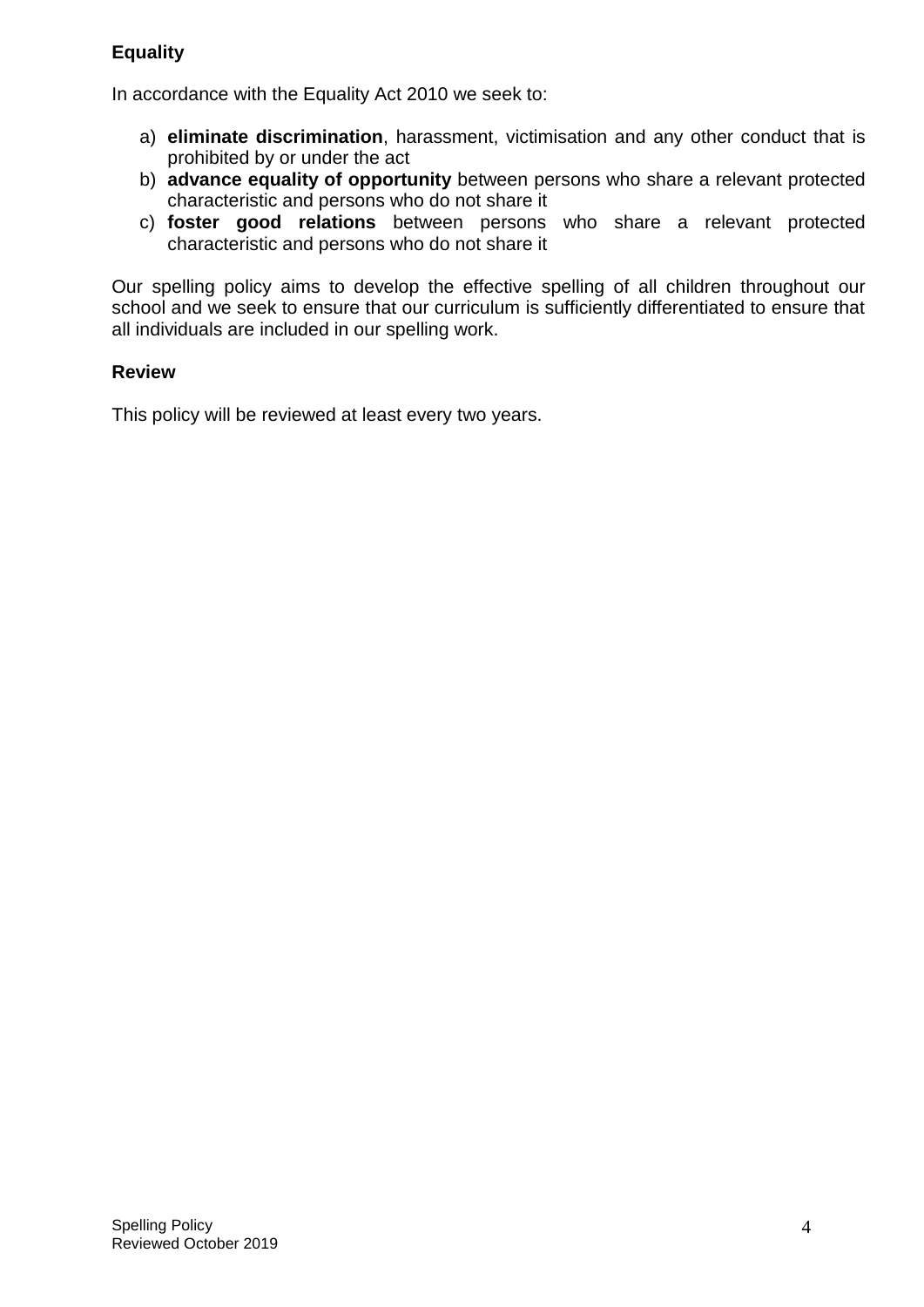## Equality

In accordance with the Equality Act 2010 we seek to:

a) **eliminate discrimination**, harassment, victimisation and any other conduct that is prohibited by or under the act
b) **advance equality of opportunity** between persons who share a relevant protected characteristic and persons who do not share it
c) **foster good relations** between persons who share a relevant protected characteristic and persons who do not share it

Our spelling policy aims to develop the effective spelling of all children throughout our school and we seek to ensure that our curriculum is sufficiently differentiated to ensure that all individuals are included in our spelling work.

## Review

This policy will be reviewed at least every two years.